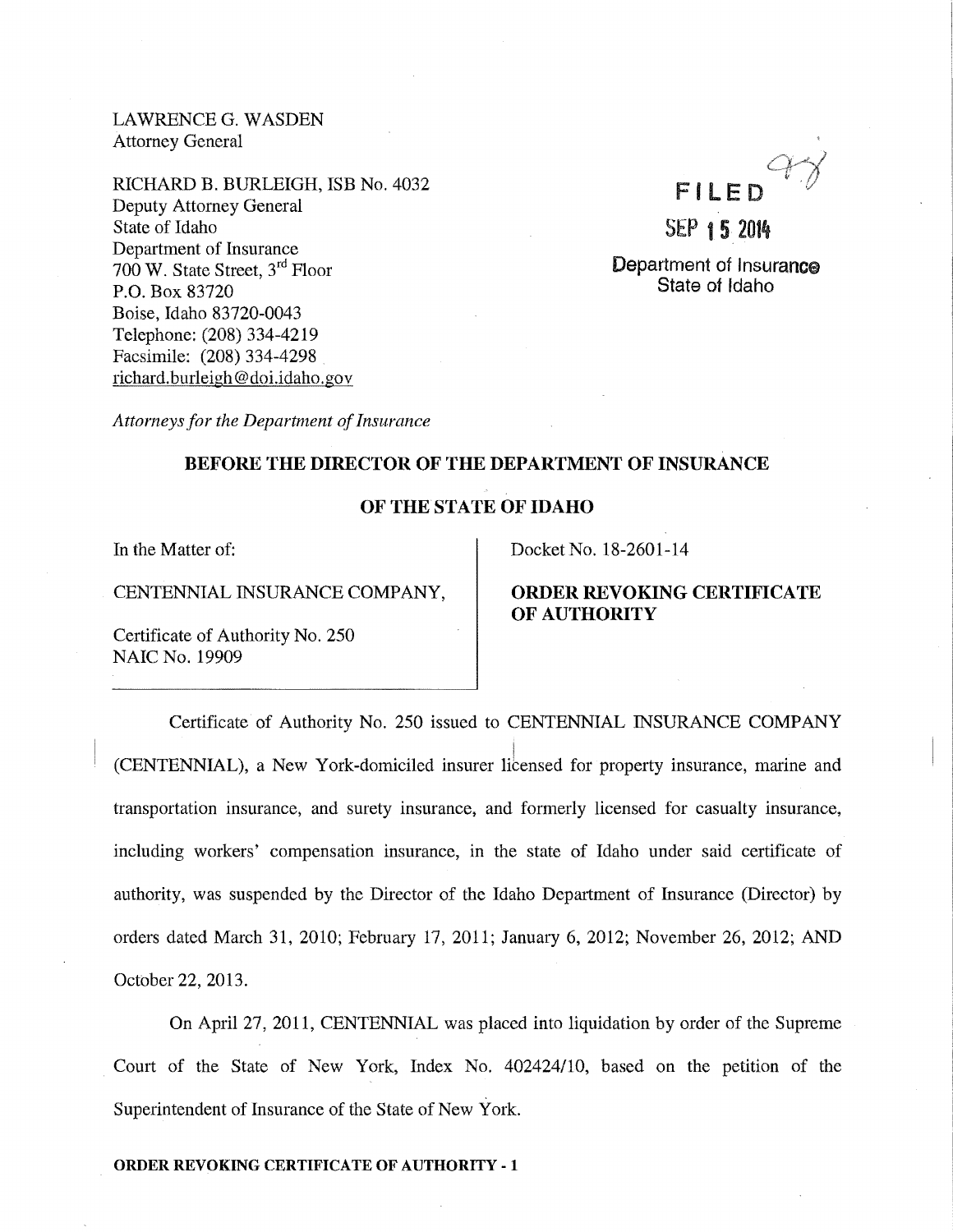LAWRENCE G. WASDEN
Attorney General

RICHARD B. BURLEIGH, ISB No. 4032
Deputy Attorney General
State of Idaho
Department of Insurance
700 W. State Street, 3rd Floor
P.O. Box 83720
Boise, Idaho 83720-0043
Telephone: (208) 334-4219
Facsimile: (208) 334-4298
richard.burleigh@doi.idaho.gov

FILED

SEP 15 2014

Department of Insurance
State of Idaho

*Attorneys for the Department of Insurance*

**BEFORE THE DIRECTOR OF THE DEPARTMENT OF INSURANCE**

**OF THE STATE OF IDAHO**

| | |
|---|---|
| In the Matter of:<br><br>CENTENNIAL INSURANCE COMPANY,<br><br>Certificate of Authority No. 250<br>NAIC No. 19909 | Docket No. 18-2601-14<br><br>**ORDER REVOKING CERTIFICATE OF AUTHORITY** |

Certificate of Authority No. 250 issued to CENTENNIAL INSURANCE COMPANY (CENTENNIAL), a New York-domiciled insurer licensed for property insurance, marine and transportation insurance, and surety insurance, and formerly licensed for casualty insurance, including workers' compensation insurance, in the state of Idaho under said certificate of authority, was suspended by the Director of the Idaho Department of Insurance (Director) by orders dated March 31, 2010; February 17, 2011; January 6, 2012; November 26, 2012; AND October 22, 2013.

On April 27, 2011, CENTENNIAL was placed into liquidation by order of the Supreme Court of the State of New York, Index No. 402424/10, based on the petition of the Superintendent of Insurance of the State of New York.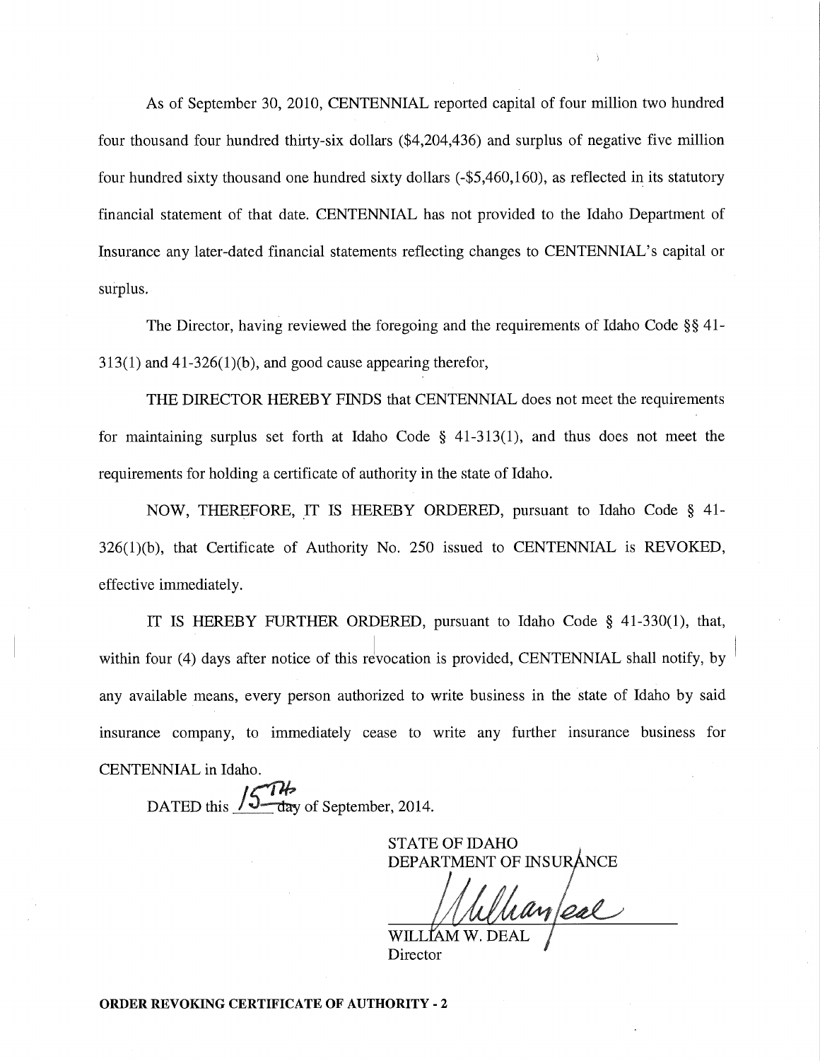As of September 30, 2010, CENTENNIAL reported capital of four million two hundred four thousand four hundred thirty-six dollars ($4,204,436) and surplus of negative five million four hundred sixty thousand one hundred sixty dollars (-$5,460,160), as reflected in its statutory financial statement of that date. CENTENNIAL has not provided to the Idaho Department of Insurance any later-dated financial statements reflecting changes to CENTENNIAL's capital or surplus.

The Director, having reviewed the foregoing and the requirements of Idaho Code §§ 41-313(1) and 41-326(1)(b), and good cause appearing therefor,

THE DIRECTOR HEREBY FINDS that CENTENNIAL does not meet the requirements for maintaining surplus set forth at Idaho Code § 41-313(1), and thus does not meet the requirements for holding a certificate of authority in the state of Idaho.

NOW, THEREFORE, IT IS HEREBY ORDERED, pursuant to Idaho Code § 41-326(1)(b), that Certificate of Authority No. 250 issued to CENTENNIAL is REVOKED, effective immediately.

IT IS HEREBY FURTHER ORDERED, pursuant to Idaho Code § 41-330(1), that, within four (4) days after notice of this revocation is provided, CENTENNIAL shall notify, by any available means, every person authorized to write business in the state of Idaho by said insurance company, to immediately cease to write any further insurance business for CENTENNIAL in Idaho.

DATED this 15TH day of September, 2014.

STATE OF IDAHO
DEPARTMENT OF INSURANCE

WILLIAM W. DEAL
Director

**ORDER REVOKING CERTIFICATE OF AUTHORITY - 2**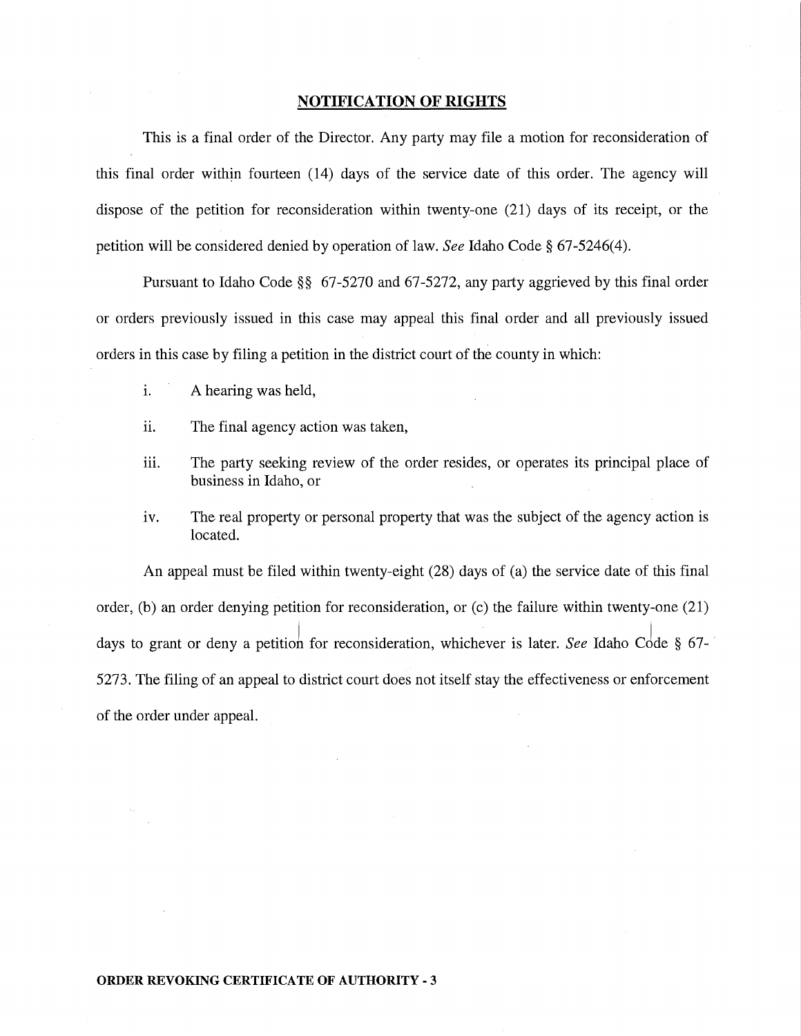## NOTIFICATION OF RIGHTS

This is a final order of the Director. Any party may file a motion for reconsideration of this final order within fourteen (14) days of the service date of this order. The agency will dispose of the petition for reconsideration within twenty-one (21) days of its receipt, or the petition will be considered denied by operation of law. *See* Idaho Code § 67-5246(4).

Pursuant to Idaho Code §§ 67-5270 and 67-5272, any party aggrieved by this final order or orders previously issued in this case may appeal this final order and all previously issued orders in this case by filing a petition in the district court of the county in which:

i. A hearing was held,

ii. The final agency action was taken,

iii. The party seeking review of the order resides, or operates its principal place of business in Idaho, or

iv. The real property or personal property that was the subject of the agency action is located.

An appeal must be filed within twenty-eight (28) days of (a) the service date of this final order, (b) an order denying petition for reconsideration, or (c) the failure within twenty-one (21) days to grant or deny a petition for reconsideration, whichever is later. *See* Idaho Code § 67-5273. The filing of an appeal to district court does not itself stay the effectiveness or enforcement of the order under appeal.

**ORDER REVOKING CERTIFICATE OF AUTHORITY - 3**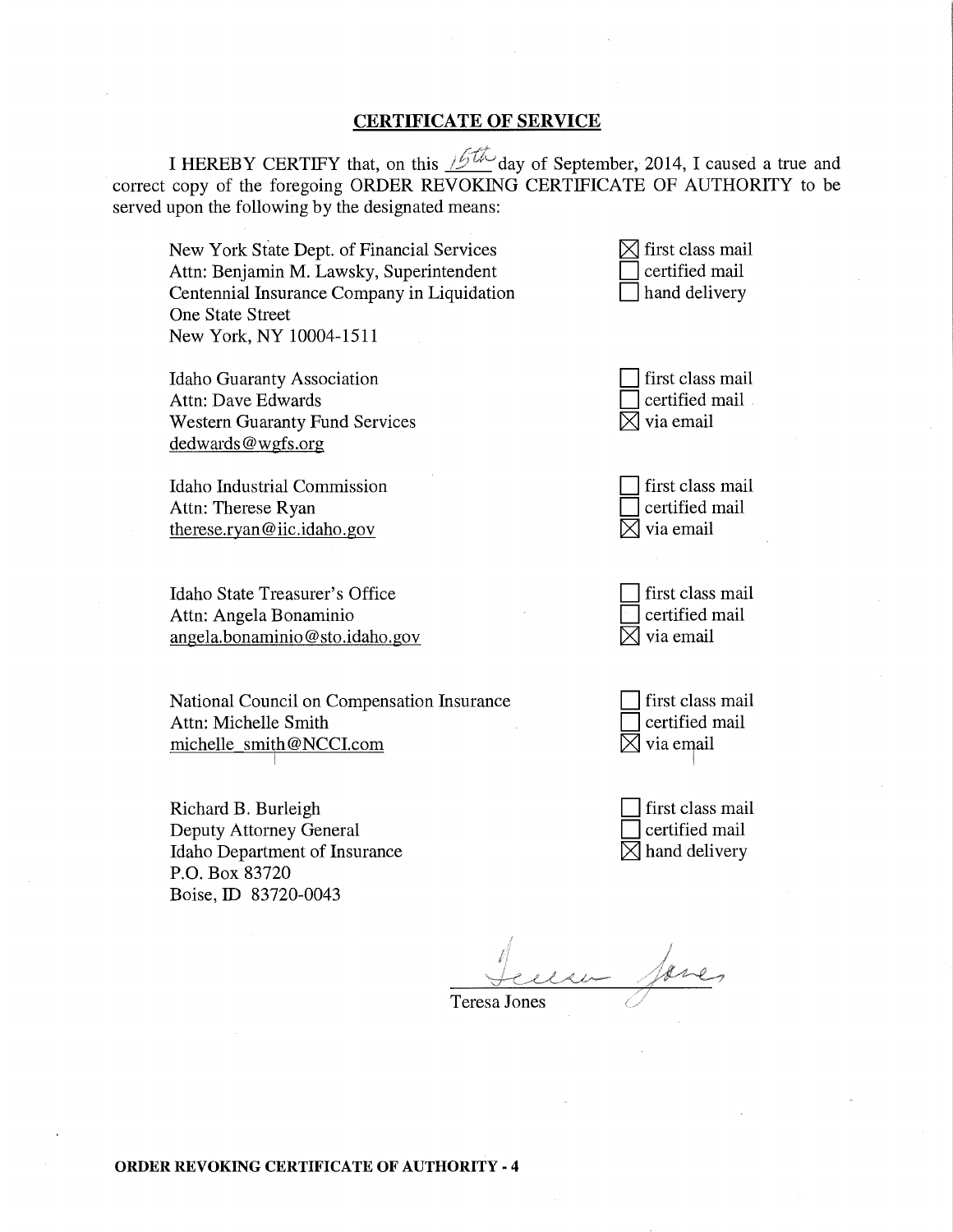## CERTIFICATE OF SERVICE

I HEREBY CERTIFY that, on this 15th day of September, 2014, I caused a true and correct copy of the foregoing ORDER REVOKING CERTIFICATE OF AUTHORITY to be served upon the following by the designated means:

| | |
|---|---|
| New York State Dept. of Financial Services<br>Attn: Benjamin M. Lawsky, Superintendent<br>Centennial Insurance Company in Liquidation<br>One State Street<br>New York, NY 10004-1511 | ☒ first class mail<br>☐ certified mail<br>☐ hand delivery |
| Idaho Guaranty Association<br>Attn: Dave Edwards<br>Western Guaranty Fund Services<br>dedwards@wgfs.org | ☐ first class mail<br>☐ certified mail<br>☒ via email |
| Idaho Industrial Commission<br>Attn: Therese Ryan<br>therese.ryan@iic.idaho.gov | ☐ first class mail<br>☐ certified mail<br>☒ via email |
| Idaho State Treasurer's Office<br>Attn: Angela Bonaminio<br>angela.bonaminio@sto.idaho.gov | ☐ first class mail<br>☐ certified mail<br>☒ via email |
| National Council on Compensation Insurance<br>Attn: Michelle Smith<br>michelle_smith@NCCI.com | ☐ first class mail<br>☐ certified mail<br>☒ via email |
| Richard B. Burleigh<br>Deputy Attorney General<br>Idaho Department of Insurance<br>P.O. Box 83720<br>Boise, ID 83720-0043 | ☐ first class mail<br>☐ certified mail<br>☒ hand delivery |

Teresa Jones

Teresa Jones

**ORDER REVOKING CERTIFICATE OF AUTHORITY - 4**